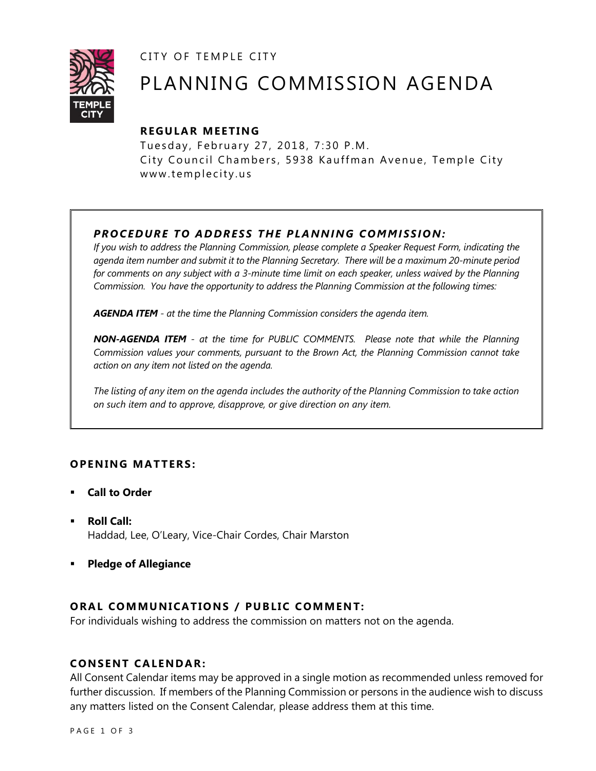CITY OF TEMPLE CITY

# PLANNING COMMISSION AGENDA

**REGULAR MEETING**

Tuesday, February 27, 2018, 7:30 P.M.
City Council Chambers, 5938 Kauffman Avenue, Temple City
www.templecity.us

***PROCEDURE TO ADDRESS THE PLANNING COMMISSION:***

*If you wish to address the Planning Commission, please complete a Speaker Request Form, indicating the agenda item number and submit it to the Planning Secretary. There will be a maximum 20-minute period for comments on any subject with a 3-minute time limit on each speaker, unless waived by the Planning Commission. You have the opportunity to address the Planning Commission at the following times:*

***AGENDA ITEM*** *- at the time the Planning Commission considers the agenda item.*

***NON-AGENDA ITEM*** *- at the time for PUBLIC COMMENTS. Please note that while the Planning Commission values your comments, pursuant to the Brown Act, the Planning Commission cannot take action on any item not listed on the agenda.*

*The listing of any item on the agenda includes the authority of the Planning Commission to take action on such item and to approve, disapprove, or give direction on any item.*

## OPENING MATTERS:

- **Call to Order**
- **Roll Call:**
  Haddad, Lee, O'Leary, Vice-Chair Cordes, Chair Marston
- **Pledge of Allegiance**

## ORAL COMMUNICATIONS / PUBLIC COMMENT:

For individuals wishing to address the commission on matters not on the agenda.

## CONSENT CALENDAR:

All Consent Calendar items may be approved in a single motion as recommended unless removed for further discussion. If members of the Planning Commission or persons in the audience wish to discuss any matters listed on the Consent Calendar, please address them at this time.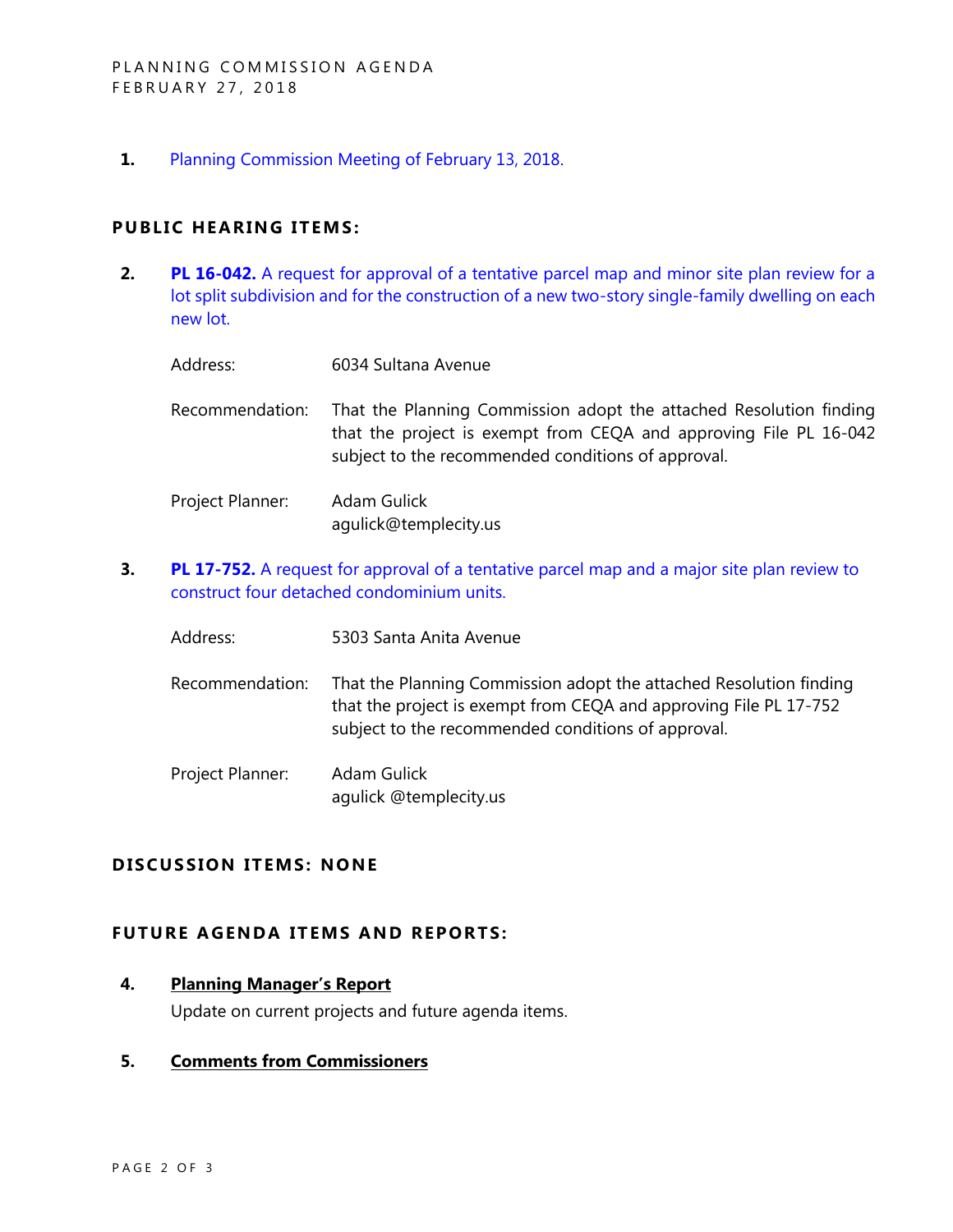1. Planning Commission Meeting of February 13, 2018.

## PUBLIC HEARING ITEMS:

2. **PL 16-042.** A request for approval of a tentative parcel map and minor site plan review for a lot split subdivision and for the construction of a new two-story single-family dwelling on each new lot.

   Address: 6034 Sultana Avenue

   Recommendation: That the Planning Commission adopt the attached Resolution finding that the project is exempt from CEQA and approving File PL 16-042 subject to the recommended conditions of approval.

   Project Planner: Adam Gulick
   agulick@templecity.us

3. **PL 17-752.** A request for approval of a tentative parcel map and a major site plan review to construct four detached condominium units.

   Address: 5303 Santa Anita Avenue

   Recommendation: That the Planning Commission adopt the attached Resolution finding that the project is exempt from CEQA and approving File PL 17-752 subject to the recommended conditions of approval.

   Project Planner: Adam Gulick
   agulick @templecity.us

## DISCUSSION ITEMS: NONE

## FUTURE AGENDA ITEMS AND REPORTS:

4. **Planning Manager's Report**

   Update on current projects and future agenda items.

5. **Comments from Commissioners**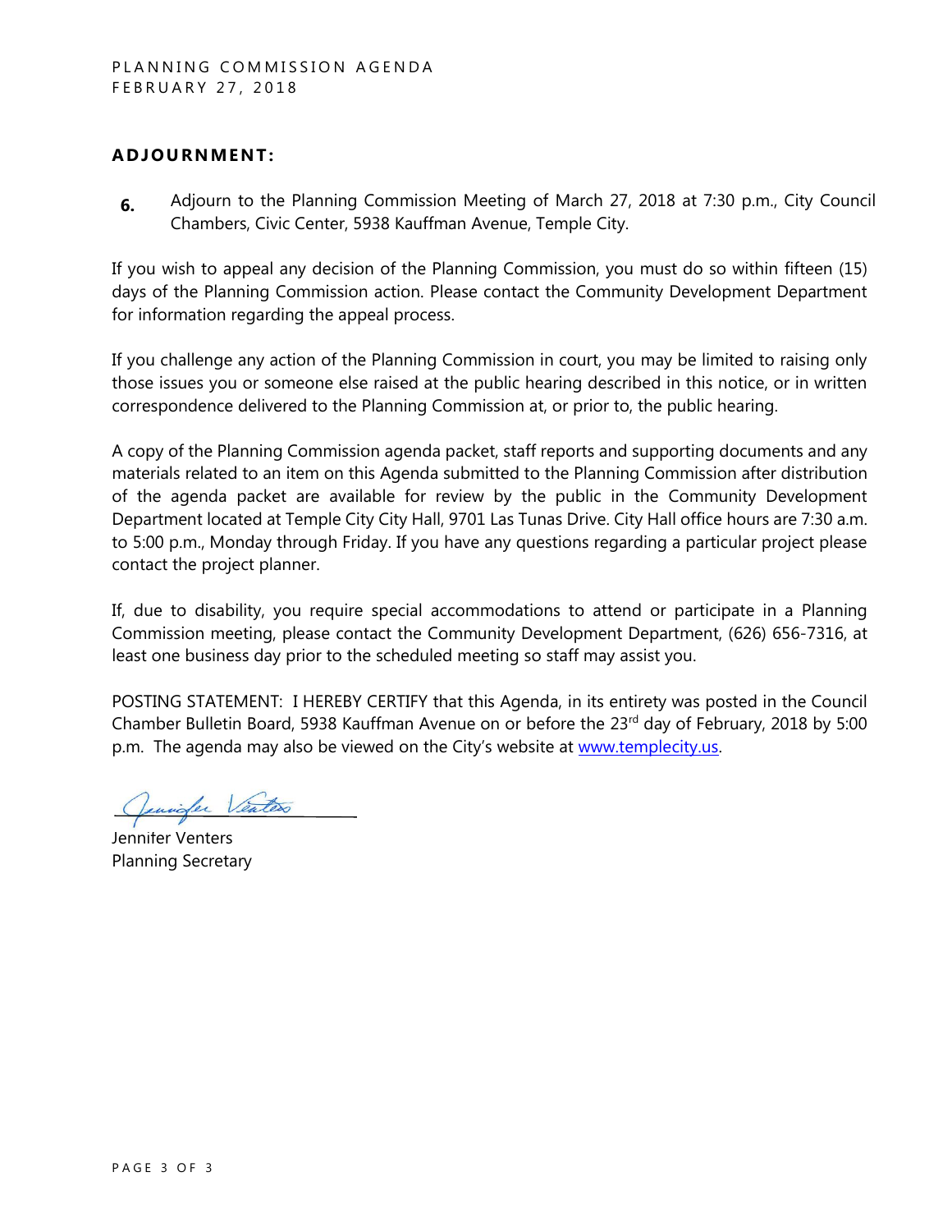## ADJOURNMENT:

**6.** Adjourn to the Planning Commission Meeting of March 27, 2018 at 7:30 p.m., City Council Chambers, Civic Center, 5938 Kauffman Avenue, Temple City.

If you wish to appeal any decision of the Planning Commission, you must do so within fifteen (15) days of the Planning Commission action. Please contact the Community Development Department for information regarding the appeal process.

If you challenge any action of the Planning Commission in court, you may be limited to raising only those issues you or someone else raised at the public hearing described in this notice, or in written correspondence delivered to the Planning Commission at, or prior to, the public hearing.

A copy of the Planning Commission agenda packet, staff reports and supporting documents and any materials related to an item on this Agenda submitted to the Planning Commission after distribution of the agenda packet are available for review by the public in the Community Development Department located at Temple City City Hall, 9701 Las Tunas Drive. City Hall office hours are 7:30 a.m. to 5:00 p.m., Monday through Friday. If you have any questions regarding a particular project please contact the project planner.

If, due to disability, you require special accommodations to attend or participate in a Planning Commission meeting, please contact the Community Development Department, (626) 656-7316, at least one business day prior to the scheduled meeting so staff may assist you.

POSTING STATEMENT: I HEREBY CERTIFY that this Agenda, in its entirety was posted in the Council Chamber Bulletin Board, 5938 Kauffman Avenue on or before the 23rd day of February, 2018 by 5:00 p.m. The agenda may also be viewed on the City's website at www.templecity.us.

Jennifer Venters
Planning Secretary